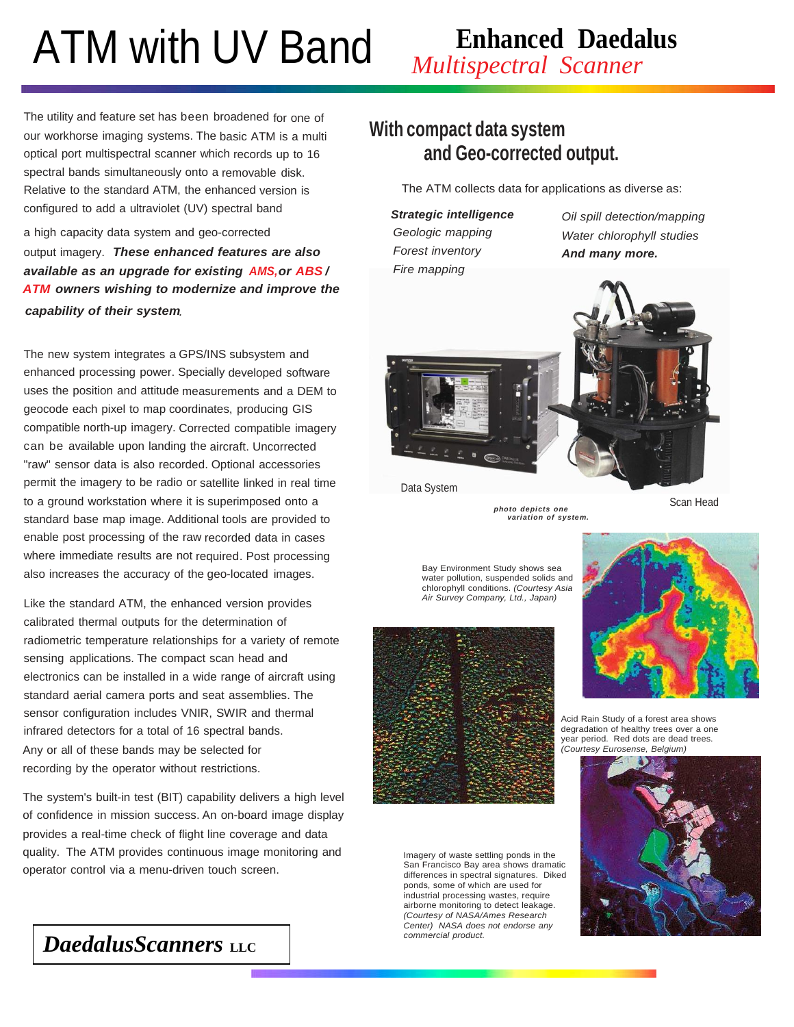# ATM with UV Band

## Enhanced Daedalus *Multispectral Scanner*

The utility and feature set has been broadened for one of our workhorse imaging systems. The basic ATM is a multi optical port multispectral scanner which records up to 16 spectral bands simultaneously onto a removable disk. Relative to the standard ATM, the enhanced version is configured to add a ultraviolet (UV) spectral band a high capacity data system and geo-corrected output imagery. ***These enhanced features are also available as an upgrade for existing AMS, or ABS / ATM owners wishing to modernize and improve the capability of their system.***

The new system integrates a GPS/INS subsystem and enhanced processing power. Specially developed software uses the position and attitude measurements and a DEM to geocode each pixel to map coordinates, producing GIS compatible north-up imagery. Corrected compatible imagery can be available upon landing the aircraft. Uncorrected "raw" sensor data is also recorded. Optional accessories permit the imagery to be radio or satellite linked in real time to a ground workstation where it is superimposed onto a standard base map image. Additional tools are provided to enable post processing of the raw recorded data in cases where immediate results are not required. Post processing also increases the accuracy of the geo-located images.

Like the standard ATM, the enhanced version provides calibrated thermal outputs for the determination of radiometric temperature relationships for a variety of remote sensing applications. The compact scan head and electronics can be installed in a wide range of aircraft using standard aerial camera ports and seat assemblies. The sensor configuration includes VNIR, SWIR and thermal infrared detectors for a total of 16 spectral bands. Any or all of these bands may be selected for recording by the operator without restrictions.

The system's built-in test (BIT) capability delivers a high level of confidence in mission success. An on-board image display provides a real-time check of flight line coverage and data quality. The ATM provides continuous image monitoring and operator control via a menu-driven touch screen.

## With compact data system and Geo-corrected output.

The ATM collects data for applications as diverse as:

- ***Strategic intelligence***
- *Geologic mapping*
- *Forest inventory*
- *Fire mapping*
- *Oil spill detection/mapping*
- *Water chlorophyll studies*
- ***And many more.***

Data System

Scan Head

***photo depicts one variation of system.***

Bay Environment Study shows sea water pollution, suspended solids and chlorophyll conditions. *(Courtesy Asia Air Survey Company, Ltd., Japan)*

Acid Rain Study of a forest area shows degradation of healthy trees over a one year period. Red dots are dead trees. *(Courtesy Eurosense, Belgium)*

Imagery of waste settling ponds in the San Francisco Bay area shows dramatic differences in spectral signatures. Diked ponds, some of which are used for industrial processing wastes, require airborne monitoring to detect leakage. *(Courtesy of NASA/Ames Research Center) NASA does not endorse any commercial product.*

***DaedalusScanners* LLC**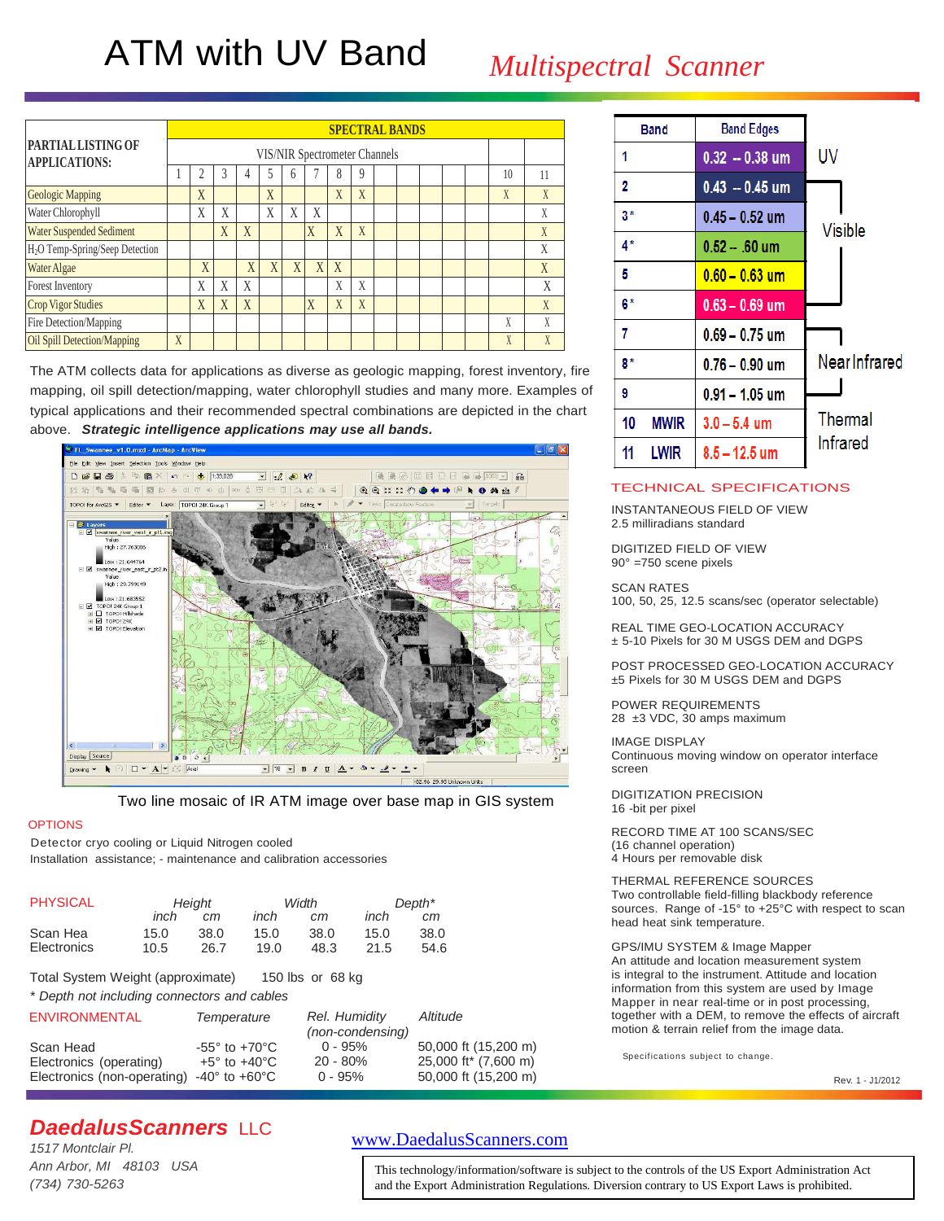# ATM with UV Band

*Multispectral Scanner*

| PARTIAL LISTING OF APPLICATIONS: | SPECTRAL BANDS | | | | | | | | | | |
|---|---|---|---|---|---|---|---|---|---|---|---|
| | VIS/NIR Spectrometer Channels | | | | | | | | | | |
| | 1 | 2 | 3 | 4 | 5 | 6 | 7 | 8 | 9 | 10 | 11 |
| Geologic Mapping | | X | | | X | | | X | X | X | X |
| Water Chlorophyll | | X | X | | X | X | X | | | | X |
| Water Suspended Sediment | | | X | X | | | X | X | X | | X |
| $H_2O$ Temp-Spring/Seep Detection | | | | | | | | | | | X |
| Water Algae | | X | | X | X | X | X | X | | | X |
| Forest Inventory | | X | X | X | | | | X | X | | X |
| Crop Vigor Studies | | X | X | X | | | X | X | X | | X |
| Fire Detection/Mapping | | | | | | | | | | X | X |
| Oil Spill Detection/Mapping | X | | | | | | | | | X | X |

The ATM collects data for applications as diverse as geologic mapping, forest inventory, fire mapping, oil spill detection/mapping, water chlorophyll studies and many more. Examples of typical applications and their recommended spectral combinations are depicted in the chart above. ***Strategic intelligence applications may use all bands.***

Two line mosaic of IR ATM image over base map in GIS system

| Band | Band Edges | |
|---|---|---|
| 1 | 0.32 -- 0.38 um | UV |
| 2 | 0.43 -- 0.45 um | Visible |
| 3* | 0.45 – 0.52 um | Visible |
| 4* | 0.52 -- .60 um | Visible |
| 5 | 0.60 – 0.63 um | Visible |
| 6* | 0.63 – 0.69 um | Visible |
| 7 | 0.69 – 0.75 um | Near Infrared |
| 8* | 0.76 – 0.90 um | Near Infrared |
| 9 | 0.91 – 1.05 um | Near Infrared |
| 10 MWIR | 3.0 – 5.4 um | Thermal Infrared |
| 11 LWIR | 8.5 – 12.5 um | Thermal Infrared |

## TECHNICAL SPECIFICATIONS

INSTANTANEOUS FIELD OF VIEW
2.5 milliradians standard

DIGITIZED FIELD OF VIEW
90° =750 scene pixels

SCAN RATES
100, 50, 25, 12.5 scans/sec (operator selectable)

REAL TIME GEO-LOCATION ACCURACY
± 5-10 Pixels for 30 M USGS DEM and DGPS

POST PROCESSED GEO-LOCATION ACCURACY
±5 Pixels for 30 M USGS DEM and DGPS

POWER REQUIREMENTS
28 ±3 VDC, 30 amps maximum

IMAGE DISPLAY
Continuous moving window on operator interface screen

DIGITIZATION PRECISION
16 -bit per pixel

RECORD TIME AT 100 SCANS/SEC
(16 channel operation)
4 Hours per removable disk

THERMAL REFERENCE SOURCES
Two controllable field-filling blackbody reference sources. Range of -15° to +25°C with respect to scan head heat sink temperature.

GPS/IMU SYSTEM & Image Mapper
An attitude and location measurement system is integral to the instrument. Attitude and location information from this system are used by Image Mapper in near real-time or in post processing, together with a DEM, to remove the effects of aircraft motion & terrain relief from the image data.

Specifications subject to change.

## OPTIONS

Detector cryo cooling or Liquid Nitrogen cooled
Installation assistance; - maintenance and calibration accessories

## PHYSICAL

| | Height | | Width | | Depth* | |
|---|---|---|---|---|---|---|
| | *inch* | *cm* | *inch* | *cm* | *inch* | *cm* |
| Scan Hea | 15.0 | 38.0 | 15.0 | 38.0 | 15.0 | 38.0 |
| Electronics | 10.5 | 26.7 | 19.0 | 48.3 | 21.5 | 54.6 |

Total System Weight (approximate) 150 lbs or 68 kg

*\* Depth not including connectors and cables*

## ENVIRONMENTAL

| | *Temperature* | *Rel. Humidity (non-condensing)* | *Altitude* |
|---|---|---|---|
| Scan Head | -55° to +70°C | 0 - 95% | 50,000 ft (15,200 m) |
| Electronics (operating) | +5° to +40°C | 20 - 80% | 25,000 ft* (7,600 m) |
| Electronics (non-operating) | -40° to +60°C | 0 - 95% | 50,000 ft (15,200 m) |

Rev. 1 - J1/2012

***DaedalusScanners*** LLC
*1517 Montclair Pl.*
*Ann Arbor, MI 48103 USA*
*(734) 730-5263*

www.DaedalusScanners.com

This technology/information/software is subject to the controls of the US Export Administration Act and the Export Administration Regulations. Diversion contrary to US Export Laws is prohibited.